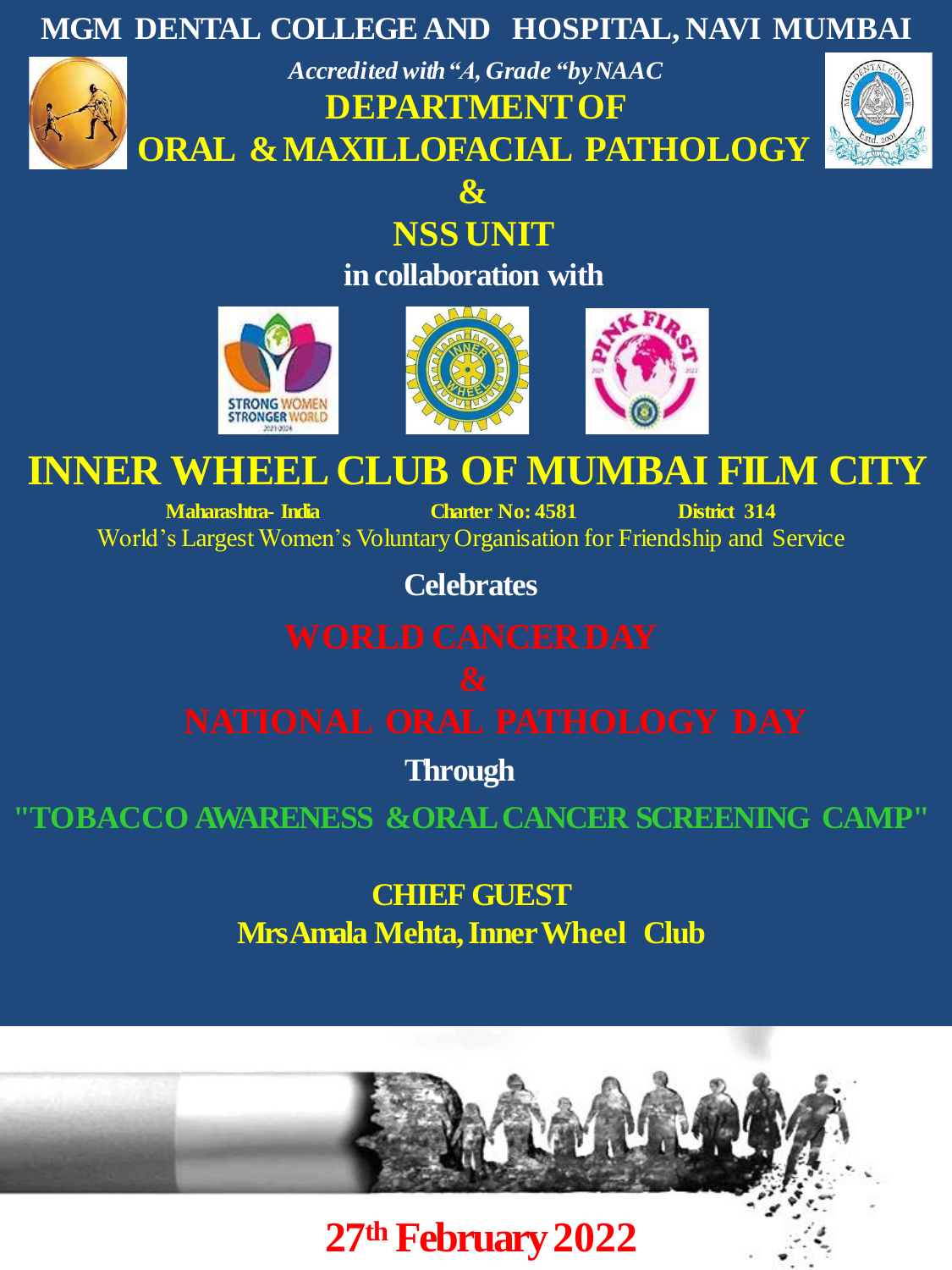# MGM DENTAL COLLEGE AND HOSPITAL, NAVI MUMBAI

*Accredited with "A, Grade "by NAAC*

## DEPARTMENT OF ORAL & MAXILLOFACIAL PATHOLOGY

## &

## NSS UNIT

**in collaboration with**

# INNER WHEEL CLUB OF MUMBAI FILM CITY

**Maharashtra- India** **Charter No: 4581** **District 314**

World's Largest Women's Voluntary Organisation for Friendship and Service

**Celebrates**

## WORLD CANCER DAY

## &

## NATIONAL ORAL PATHOLOGY DAY

**Through**

## "TOBACCO AWARENESS & ORAL CANCER SCREENING CAMP"

**CHIEF GUEST**

**Mrs Amala Mehta, Inner Wheel Club**

**27th February 2022**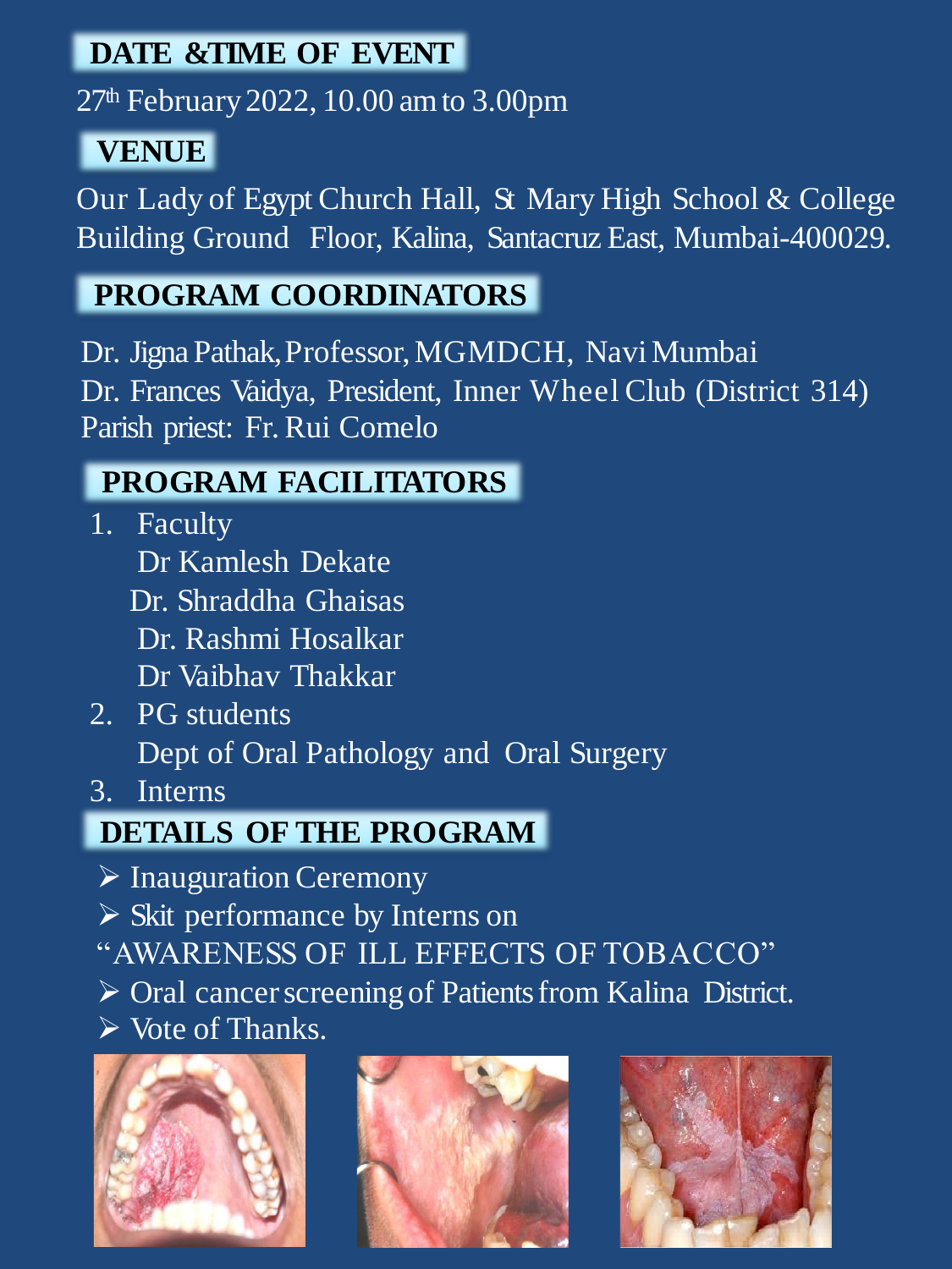## DATE &TIME OF EVENT

27th February 2022, 10.00 am to 3.00pm

## VENUE

Our Lady of Egypt Church Hall, St Mary High School & College Building Ground Floor, Kalina, Santacruz East, Mumbai-400029.

## PROGRAM COORDINATORS

Dr. Jigna Pathak, Professor, MGMDCH, Navi Mumbai
Dr. Frances Vaidya, President, Inner Wheel Club (District 314)
Parish priest: Fr. Rui Comelo

## PROGRAM FACILITATORS

1. Faculty
   Dr Kamlesh Dekate
   Dr. Shraddha Ghaisas
   Dr. Rashmi Hosalkar
   Dr Vaibhav Thakkar
2. PG students
   Dept of Oral Pathology and Oral Surgery
3. Interns

## DETAILS OF THE PROGRAM

- Inauguration Ceremony
- Skit performance by Interns on "AWARENESS OF ILL EFFECTS OF TOBACCO"
- Oral cancer screening of Patients from Kalina District.
- Vote of Thanks.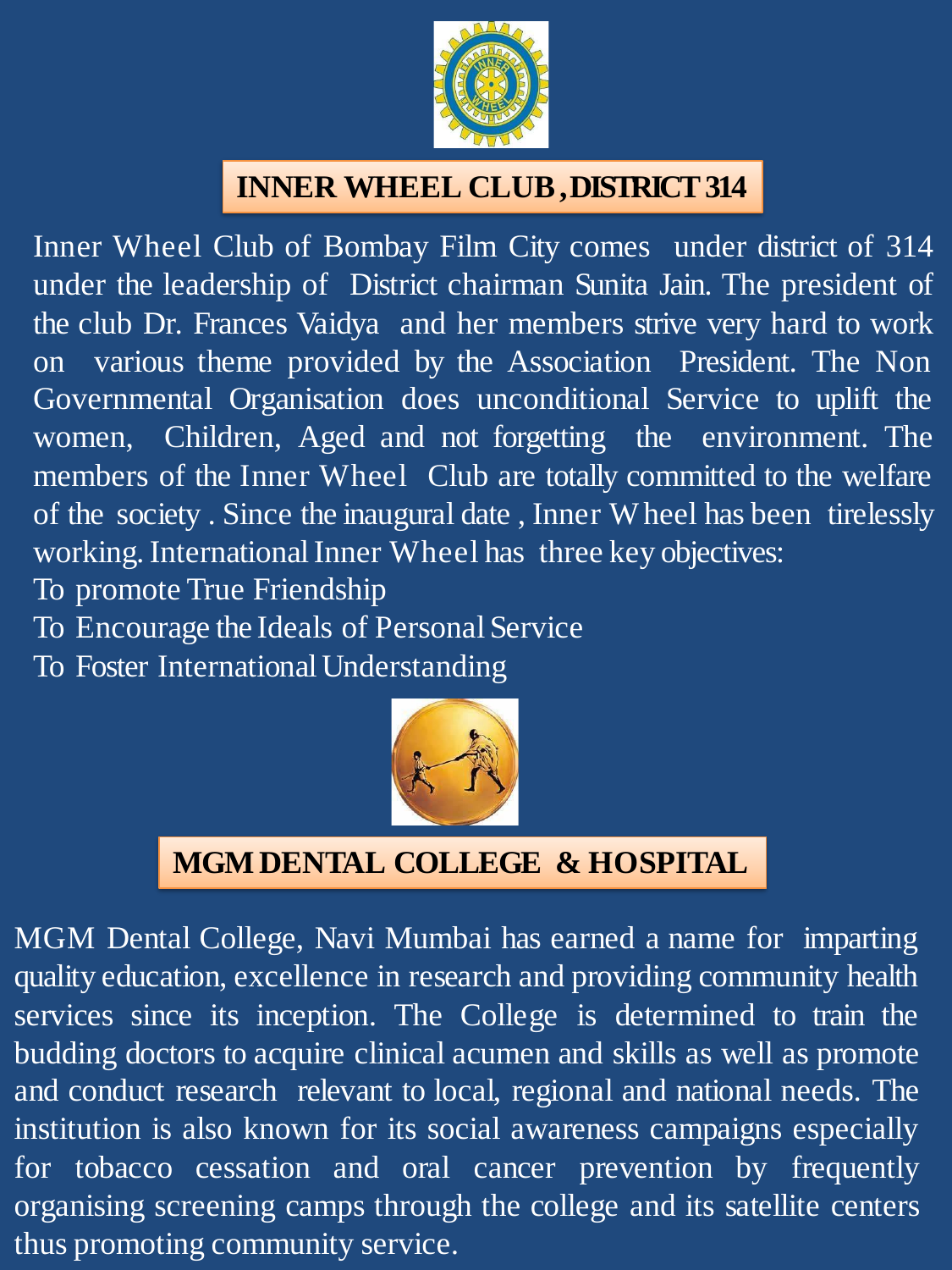## INNER WHEEL CLUB , DISTRICT 314

Inner Wheel Club of Bombay Film City comes under district of 314 under the leadership of District chairman Sunita Jain. The president of the club Dr. Frances Vaidya and her members strive very hard to work on various theme provided by the Association President. The Non Governmental Organisation does unconditional Service to uplift the women, Children, Aged and not forgetting the environment. The members of the Inner Wheel Club are totally committed to the welfare of the society . Since the inaugural date , Inner Wheel has been tirelessly working. International Inner Wheel has three key objectives:

To promote True Friendship

To Encourage the Ideals of Personal Service

To Foster International Understanding

## MGM DENTAL COLLEGE & HOSPITAL

MGM Dental College, Navi Mumbai has earned a name for imparting quality education, excellence in research and providing community health services since its inception. The College is determined to train the budding doctors to acquire clinical acumen and skills as well as promote and conduct research relevant to local, regional and national needs. The institution is also known for its social awareness campaigns especially for tobacco cessation and oral cancer prevention by frequently organising screening camps through the college and its satellite centers thus promoting community service.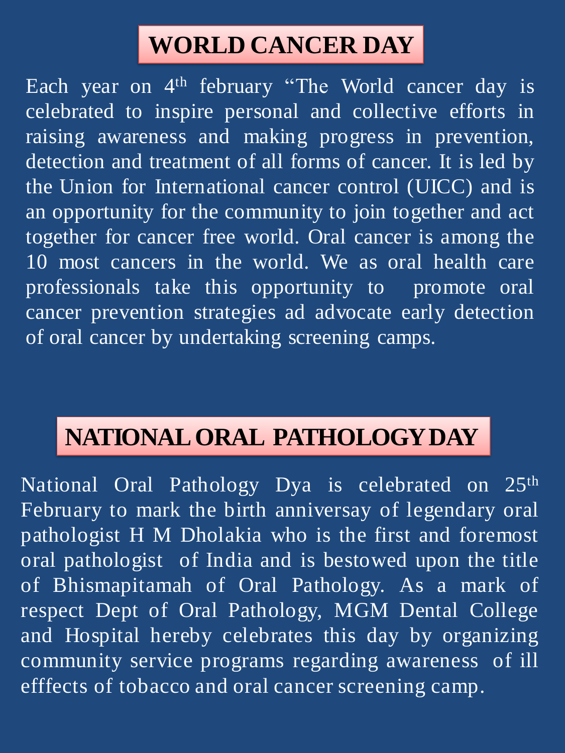# WORLD CANCER DAY

Each year on 4th february "The World cancer day is celebrated to inspire personal and collective efforts in raising awareness and making progress in prevention, detection and treatment of all forms of cancer. It is led by the Union for International cancer control (UICC) and is an opportunity for the community to join together and act together for cancer free world. Oral cancer is among the 10 most cancers in the world. We as oral health care professionals take this opportunity to promote oral cancer prevention strategies ad advocate early detection of oral cancer by undertaking screening camps.

# NATIONAL ORAL PATHOLOGY DAY

National Oral Pathology Dya is celebrated on 25th February to mark the birth anniversay of legendary oral pathologist H M Dholakia who is the first and foremost oral pathologist of India and is bestowed upon the title of Bhismapitamah of Oral Pathology. As a mark of respect Dept of Oral Pathology, MGM Dental College and Hospital hereby celebrates this day by organizing community service programs regarding awareness of ill efffects of tobacco and oral cancer screening camp.